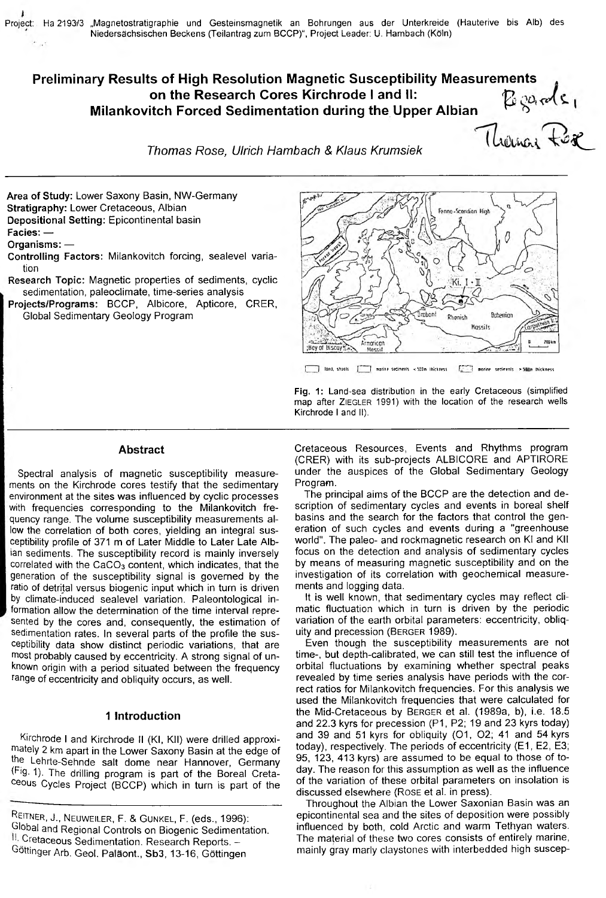Project: Ha 2193/3 „Magnetostratigraphie und Gesteinsmagnetik an Bohrungen aus der Unterkreide (Hauterive bis Alb) des Niedersächsischen Beckens (Teilantrag zum BCCP)", Project Leader: U. Hambach (Köln)

# Preliminary Results of High Resolution Magnetic Susceptibility Measurements on the Research Cores Kirchrode I and II: Milankovitch Forced Sedimentation during the Upper Albian

*Thomas Rose, Ulrich Hambach & Klaus Krumsiek*

**Area of Study:** Lower Saxony Basin, NW-Germany
**Stratigraphy:** Lower Cretaceous, Albian
**Depositional Setting:** Epicontinental basin
**Facies:** —
**Organisms:** —
**Controlling Factors:** Milankovitch forcing, sealevel variation
**Research Topic:** Magnetic properties of sediments, cyclic sedimentation, paleoclimate, time-series analysis
**Projects/Programs:** BCCP, Albicore, Apticore, CRER, Global Sedimentary Geology Program

**Fig. 1:** Land-sea distribution in the early Cretaceous (simplified map after ZIEGLER 1991) with the location of the research wells Kirchrode I and II).

## Abstract

Spectral analysis of magnetic susceptibility measurements on the Kirchrode cores testify that the sedimentary environment at the sites was influenced by cyclic processes with frequencies corresponding to the Milankovitch frequency range. The volume susceptibility measurements allow the correlation of both cores, yielding an integral susceptibility profile of 371 m of Later Middle to Later Late Albian sediments. The susceptibility record is mainly inversely correlated with the $CaCO_3$ content, which indicates, that the generation of the susceptibility signal is governed by the ratio of detrital versus biogenic input which in turn is driven by climate-induced sealevel variation. Paleontological information allow the determination of the time interval represented by the cores and, consequently, the estimation of sedimentation rates. In several parts of the profile the susceptibility data show distinct periodic variations, that are most probably caused by eccentricity. A strong signal of unknown origin with a period situated between the frequency range of eccentricity and obliquity occurs, as well.

## 1 Introduction

Kirchrode I and Kirchrode II (KI, KII) were drilled approximately 2 km apart in the Lower Saxony Basin at the edge of the Lehrte-Sehnde salt dome near Hannover, Germany (Fig. 1). The drilling program is part of the Boreal Cretaceous Cycles Project (BCCP) which in turn is part of the Cretaceous Resources, Events and Rhythms program (CRER) with its sub-projects ALBICORE and APTIRORE under the auspices of the Global Sedimentary Geology Program.

The principal aims of the BCCP are the detection and description of sedimentary cycles and events in boreal shelf basins and the search for the factors that control the generation of such cycles and events during a "greenhouse world". The paleo- and rockmagnetic research on KI and KII focus on the detection and analysis of sedimentary cycles by means of measuring magnetic susceptibility and on the investigation of its correlation with geochemical measurements and logging data.

It is well known, that sedimentary cycles may reflect climatic fluctuation which in turn is driven by the periodic variation of the earth orbital parameters: eccentricity, obliquity and precession (BERGER 1989).

Even though the susceptibility measurements are not time-, but depth-calibrated, we can still test the influence of orbital fluctuations by examining whether spectral peaks revealed by time series analysis have periods with the correct ratios for Milankovitch frequencies. For this analysis we used the Milankovitch frequencies that were calculated for the Mid-Cretaceous by BERGER et al. (1989a, b), i.e. 18.5 and 22.3 kyrs for precession (P1, P2; 19 and 23 kyrs today) and 39 and 51 kyrs for obliquity (O1, O2; 41 and 54 kyrs today), respectively. The periods of eccentricity (E1, E2, E3; 95, 123, 413 kyrs) are assumed to be equal to those of today. The reason for this assumption as well as the influence of the variation of these orbital parameters on insolation is discussed elsewhere (ROSE et al. in press).

Throughout the Albian the Lower Saxonian Basin was an epicontinental sea and the sites of deposition were possibly influenced by both, cold Arctic and warm Tethyan waters. The material of these two cores consists of entirely marine, mainly gray marly claystones with interbedded high suscep-

---

REITNER, J., NEUWEILER, F. & GUNKEL, F. (eds., 1996): Global and Regional Controls on Biogenic Sedimentation. II. Cretaceous Sedimentation. Research Reports. – Göttinger Arb. Geol. Paläont., Sb3, 13-16, Göttingen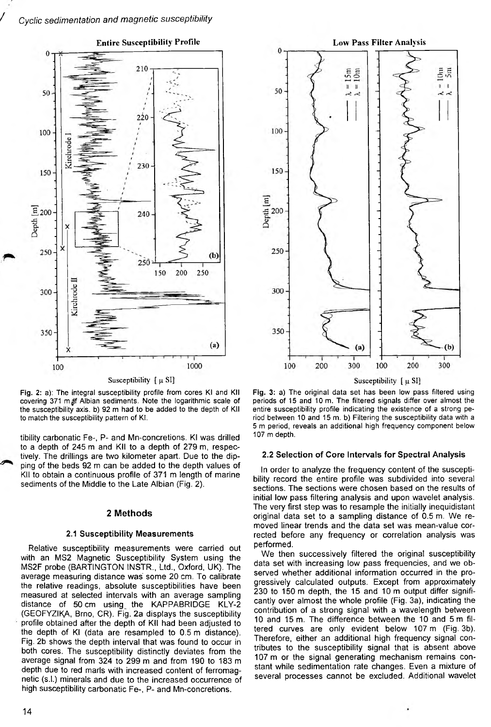Fig. 2: a): The integral susceptibility profile from cores KI and KII covering 371 m of Albian sediments. Note the logarithmic scale of the susceptibility axis. b) 92 m had to be added to the depth of KII to match the susceptibility pattern of KI.

Fig. 3: a) The original data set has been low pass filtered using periods of 15 and 10 m. The filtered signals differ over almost the entire susceptibility profile indicating the existence of a strong period between 10 and 15 m. b) Filtering the susceptibility data with a 5 m period, reveals an additional high frequency component below 107 m depth.

tibility carbonatic Fe-, P- and Mn-concretions. KI was drilled to a depth of 245 m and KII to a depth of 279 m, respectively. The drillings are two kilometer apart. Due to the dipping of the beds 92 m can be added to the depth values of KII to obtain a continuous profile of 371 m length of marine sediments of the Middle to the Late Albian (Fig. 2).

## 2 Methods

### 2.1 Susceptibility Measurements

Relative susceptibility measurements were carried out with an MS2 Magnetic Susceptibility System using the MS2F probe (BARTINGTON INSTR., Ltd., Oxford, UK). The average measuring distance was some 20 cm. To calibrate the relative readings, absolute susceptibilities have been measured at selected intervals with an average sampling distance of 50 cm using the KAPPABRIDGE KLY-2 (GEOFYZIKA, Brno, CR). Fig. 2a displays the susceptibility profile obtained after the depth of KII had been adjusted to the depth of KI (data are resampled to 0.5 m distance). Fig. 2b shows the depth interval that was found to occur in both cores. The susceptibility distinctly deviates from the average signal from 324 to 299 m and from 190 to 183 m depth due to red marls with increased content of ferromagnetic (s.l.) minerals and due to the increased occurrence of high susceptibility carbonatic Fe-, P- and Mn-concretions.

### 2.2 Selection of Core Intervals for Spectral Analysis

In order to analyze the frequency content of the susceptibility record the entire profile was subdivided into several sections. The sections were chosen based on the results of initial low pass filtering analysis and upon wavelet analysis. The very first step was to resample the initially inequidistant original data set to a sampling distance of 0.5 m. We removed linear trends and the data set was mean-value corrected before any frequency or correlation analysis was performed.

We then successively filtered the original susceptibility data set with increasing low pass frequencies, and we observed whether additional information occurred in the progressively calculated outputs. Except from approximately 230 to 150 m depth, the 15 and 10 m output differ significantly over almost the whole profile (Fig. 3a), indicating the contribution of a strong signal with a wavelength between 10 and 15 m. The difference between the 10 and 5 m filtered curves are only evident below 107 m (Fig. 3b). Therefore, either an additional high frequency signal contributes to the susceptibility signal that is absent above 107 m or the signal generating mechanism remains constant while sedimentation rate changes. Even a mixture of several processes cannot be excluded. Additional wavelet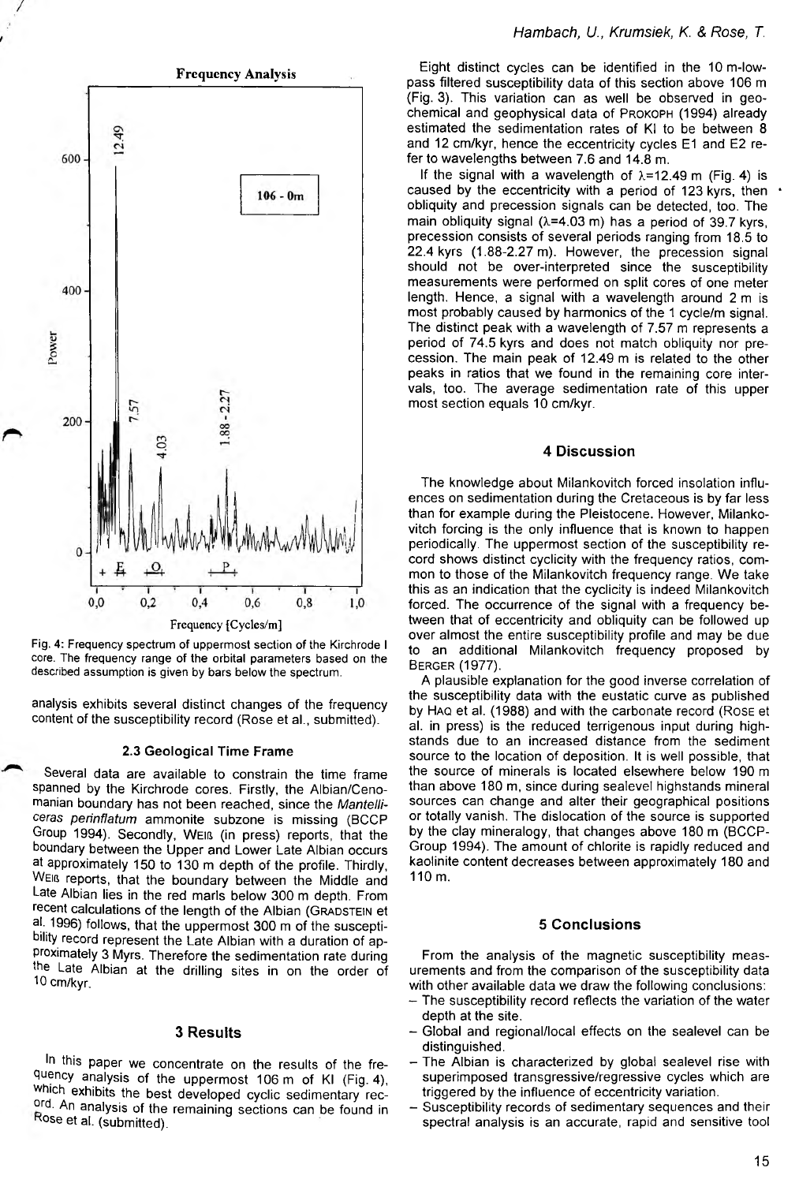Fig. 4: Frequency spectrum of uppermost section of the Kirchrode I core. The frequency range of the orbital parameters based on the described assumption is given by bars below the spectrum.

analysis exhibits several distinct changes of the frequency content of the susceptibility record (Rose et al., submitted).

### 2.3 Geological Time Frame

Several data are available to constrain the time frame spanned by the Kirchrode cores. Firstly, the Albian/Cenomanian boundary has not been reached, since the *Mantelliceras perinflatum* ammonite subzone is missing (BCCP Group 1994). Secondly, WEIß (in press) reports, that the boundary between the Upper and Lower Late Albian occurs at approximately 150 to 130 m depth of the profile. Thirdly, WEIß reports, that the boundary between the Middle and Late Albian lies in the red marls below 300 m depth. From recent calculations of the length of the Albian (GRADSTEIN et al. 1996) follows, that the uppermost 300 m of the susceptibility record represent the Late Albian with a duration of approximately 3 Myrs. Therefore the sedimentation rate during the Late Albian at the drilling sites in on the order of 10 cm/kyr.

## 3 Results

In this paper we concentrate on the results of the frequency analysis of the uppermost 106 m of KI (Fig. 4), which exhibits the best developed cyclic sedimentary record. An analysis of the remaining sections can be found in Rose et al. (submitted).

Eight distinct cycles can be identified in the 10 m-low-pass filtered susceptibility data of this section above 106 m (Fig. 3). This variation can as well be observed in geochemical and geophysical data of PROKOPH (1994) already estimated the sedimentation rates of KI to be between 8 and 12 cm/kyr, hence the eccentricity cycles E1 and E2 refer to wavelengths between 7.6 and 14.8 m.

If the signal with a wavelength of $\lambda=12.49$ m (Fig. 4) is caused by the eccentricity with a period of 123 kyrs, then obliquity and precession signals can be detected, too. The main obliquity signal ($\lambda=4.03$ m) has a period of 39.7 kyrs, precession consists of several periods ranging from 18.5 to 22.4 kyrs (1.88-2.27 m). However, the precession signal should not be over-interpreted since the susceptibility measurements were performed on split cores of one meter length. Hence, a signal with a wavelength around 2 m is most probably caused by harmonics of the 1 cycle/m signal. The distinct peak with a wavelength of 7.57 m represents a period of 74.5 kyrs and does not match obliquity nor precession. The main peak of 12.49 m is related to the other peaks in ratios that we found in the remaining core intervals, too. The average sedimentation rate of this upper most section equals 10 cm/kyr.

## 4 Discussion

The knowledge about Milankovitch forced insolation influences on sedimentation during the Cretaceous is by far less than for example during the Pleistocene. However, Milankovitch forcing is the only influence that is known to happen periodically. The uppermost section of the susceptibility record shows distinct cyclicity with the frequency ratios, common to those of the Milankovitch frequency range. We take this as an indication that the cyclicity is indeed Milankovitch forced. The occurrence of the signal with a frequency between that of eccentricity and obliquity can be followed up over almost the entire susceptibility profile and may be due to an additional Milankovitch frequency proposed by BERGER (1977).

A plausible explanation for the good inverse correlation of the susceptibility data with the eustatic curve as published by HAQ et al. (1988) and with the carbonate record (ROSE et al. in press) is the reduced terrigenous input during highstands due to an increased distance from the sediment source to the location of deposition. It is well possible, that the source of minerals is located elsewhere below 190 m than above 180 m, since during sealevel highstands mineral sources can change and alter their geographical positions or totally vanish. The dislocation of the source is supported by the clay mineralogy, that changes above 180 m (BCCP-Group 1994). The amount of chlorite is rapidly reduced and kaolinite content decreases between approximately 180 and 110 m.

## 5 Conclusions

From the analysis of the magnetic susceptibility measurements and from the comparison of the susceptibility data with other available data we draw the following conclusions:

- The susceptibility record reflects the variation of the water depth at the site.
- Global and regional/local effects on the sealevel can be distinguished.
- The Albian is characterized by global sealevel rise with superimposed transgressive/regressive cycles which are triggered by the influence of eccentricity variation.
- Susceptibility records of sedimentary sequences and their spectral analysis is an accurate, rapid and sensitive tool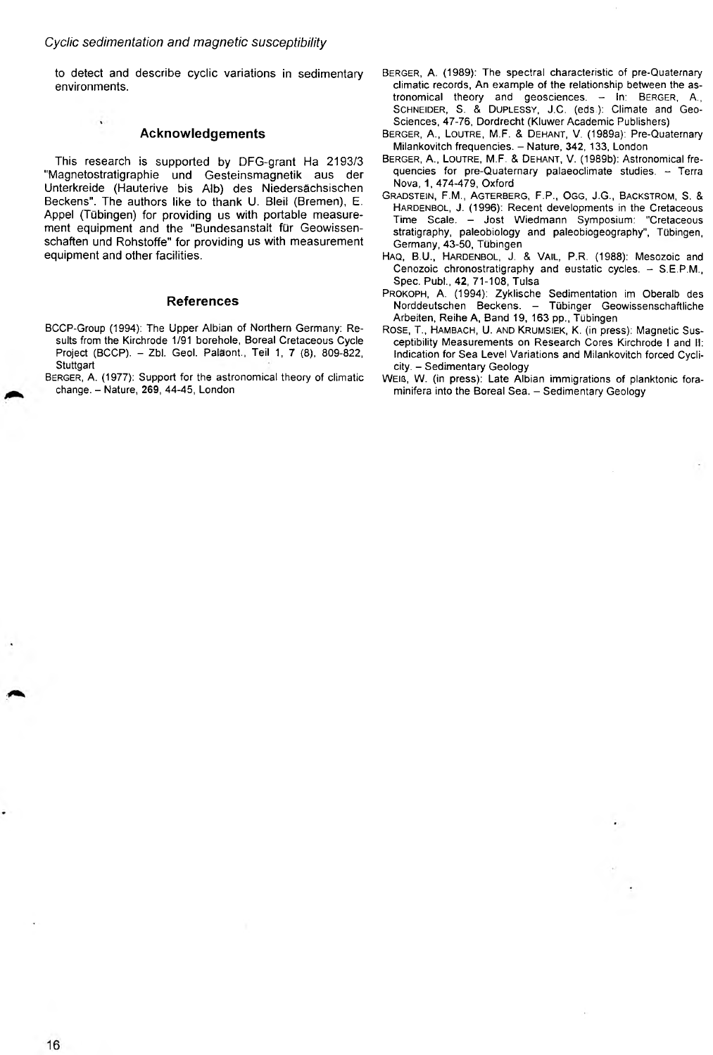to detect and describe cyclic variations in sedimentary environments.

## Acknowledgements

This research is supported by DFG-grant Ha 2193/3 "Magnetostratigraphie und Gesteinsmagnetik aus der Unterkreide (Hauterive bis Alb) des Niedersächsischen Beckens". The authors like to thank U. Bleil (Bremen), E. Appel (Tübingen) for providing us with portable measurement equipment and the "Bundesanstalt für Geowissenschaften und Rohstoffe" for providing us with measurement equipment and other facilities.

## References

BCCP-Group (1994): The Upper Albian of Northern Germany: Results from the Kirchrode 1/91 borehole, Boreal Cretaceous Cycle Project (BCCP). – Zbl. Geol. Paläont., Teil 1, **7** (8), 809-822, Stuttgart

BERGER, A. (1977): Support for the astronomical theory of climatic change. – Nature, **269**, 44-45, London

BERGER, A. (1989): The spectral characteristic of pre-Quaternary climatic records, An example of the relationship between the astronomical theory and geosciences. – In: BERGER, A., SCHNEIDER, S. & DUPLESSY, J.C. (eds.): Climate and Geo-Sciences, 47-76, Dordrecht (Kluwer Academic Publishers)

BERGER, A., LOUTRE, M.F. & DEHANT, V. (1989a): Pre-Quaternary Milankovitch frequencies. – Nature, **342**, 133, London

BERGER, A., LOUTRE, M.F. & DEHANT, V. (1989b): Astronomical frequencies for pre-Quaternary palaeoclimate studies. – Terra Nova, **1**, 474-479, Oxford

GRADSTEIN, F.M., AGTERBERG, F.P., OGG, J.G., BACKSTROM, S. & HARDENBOL, J. (1996): Recent developments in the Cretaceous Time Scale. – Jost Wiedmann Symposium: "Cretaceous stratigraphy, paleobiology and paleobiogeography", Tübingen, Germany, 43-50, Tübingen

HAQ, B.U., HARDENBOL, J. & VAIL, P.R. (1988): Mesozoic and Cenozoic chronostratigraphy and eustatic cycles. – S.E.P.M., Spec. Publ., **42**, 71-108, Tulsa

PROKOPH, A. (1994): Zyklische Sedimentation im Oberalb des Norddeutschen Beckens. – Tübinger Geowissenschaftliche Arbeiten, Reihe A, Band 19, 163 pp., Tübingen

ROSE, T., HAMBACH, U. AND KRUMSIEK, K. (in press): Magnetic Susceptibility Measurements on Research Cores Kirchrode I and II: Indication for Sea Level Variations and Milankovitch forced Cyclicity. – Sedimentary Geology

WEIß, W. (in press): Late Albian immigrations of planktonic foraminifera into the Boreal Sea. – Sedimentary Geology